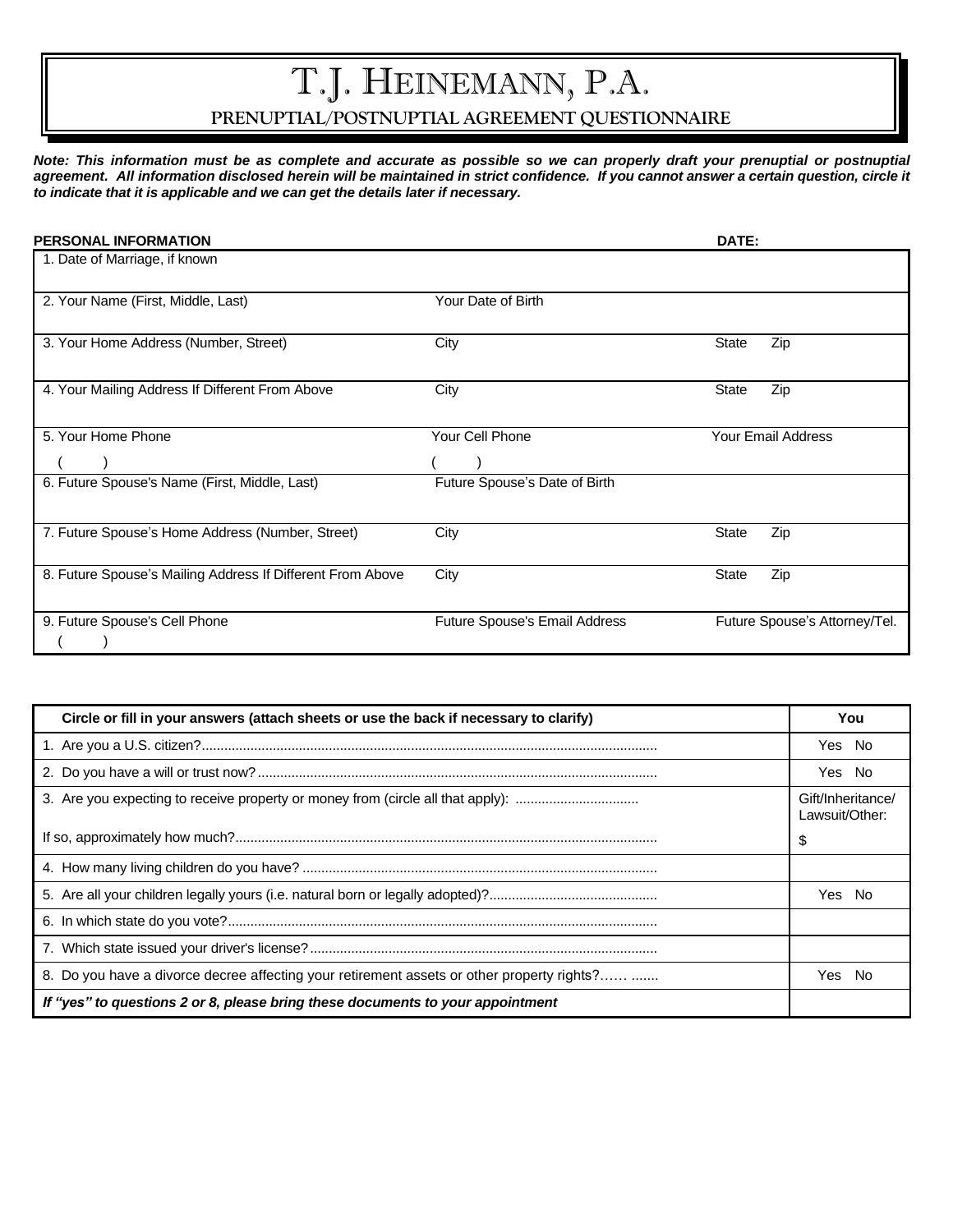# T.J. HEINEMANN, P.A.

## PRENUPTIAL/POSTNUPTIAL AGREEMENT QUESTIONNAIRE

***Note: This information must be as complete and accurate as possible so we can properly draft your prenuptial or postnuptial agreement. All information disclosed herein will be maintained in strict confidence. If you cannot answer a certain question, circle it to indicate that it is applicable and we can get the details later if necessary.***

**PERSONAL INFORMATION** **DATE:**

| | | |
|---|---|---|
| 1. Date of Marriage, if known | | |
| 2. Your Name (First, Middle, Last) | Your Date of Birth | |
| 3. Your Home Address (Number, Street) | City | State Zip |
| 4. Your Mailing Address If Different From Above | City | State Zip |
| 5. Your Home Phone ( ) | Your Cell Phone ( ) | Your Email Address |
| 6. Future Spouse's Name (First, Middle, Last) | Future Spouse's Date of Birth | |
| 7. Future Spouse's Home Address (Number, Street) | City | State Zip |
| 8. Future Spouse's Mailing Address If Different From Above | City | State Zip |
| 9. Future Spouse's Cell Phone ( ) | Future Spouse's Email Address | Future Spouse's Attorney/Tel. |

| **Circle or fill in your answers (attach sheets or use the back if necessary to clarify)** | **You** |
|---|---|
| 1. Are you a U.S. citizen?........................................................................................................... | Yes No |
| 2. Do you have a will or trust now?........................................................................................... | Yes No |
| 3. Are you expecting to receive property or money from (circle all that apply): ................................ | Gift/Inheritance/ Lawsuit/Other: |
| If so, approximately how much?................................................................................................ | $ |
| 4. How many living children do you have? .............................................................................. | |
| 5. Are all your children legally yours (i.e. natural born or legally adopted)?............................................ | Yes No |
| 6. In which state do you vote?.................................................................................................. | |
| 7. Which state issued your driver's license?............................................................................ | |
| 8. Do you have a divorce decree affecting your retirement assets or other property rights?…… ....... | Yes No |
| ***If "yes" to questions 2 or 8, please bring these documents to your appointment*** | |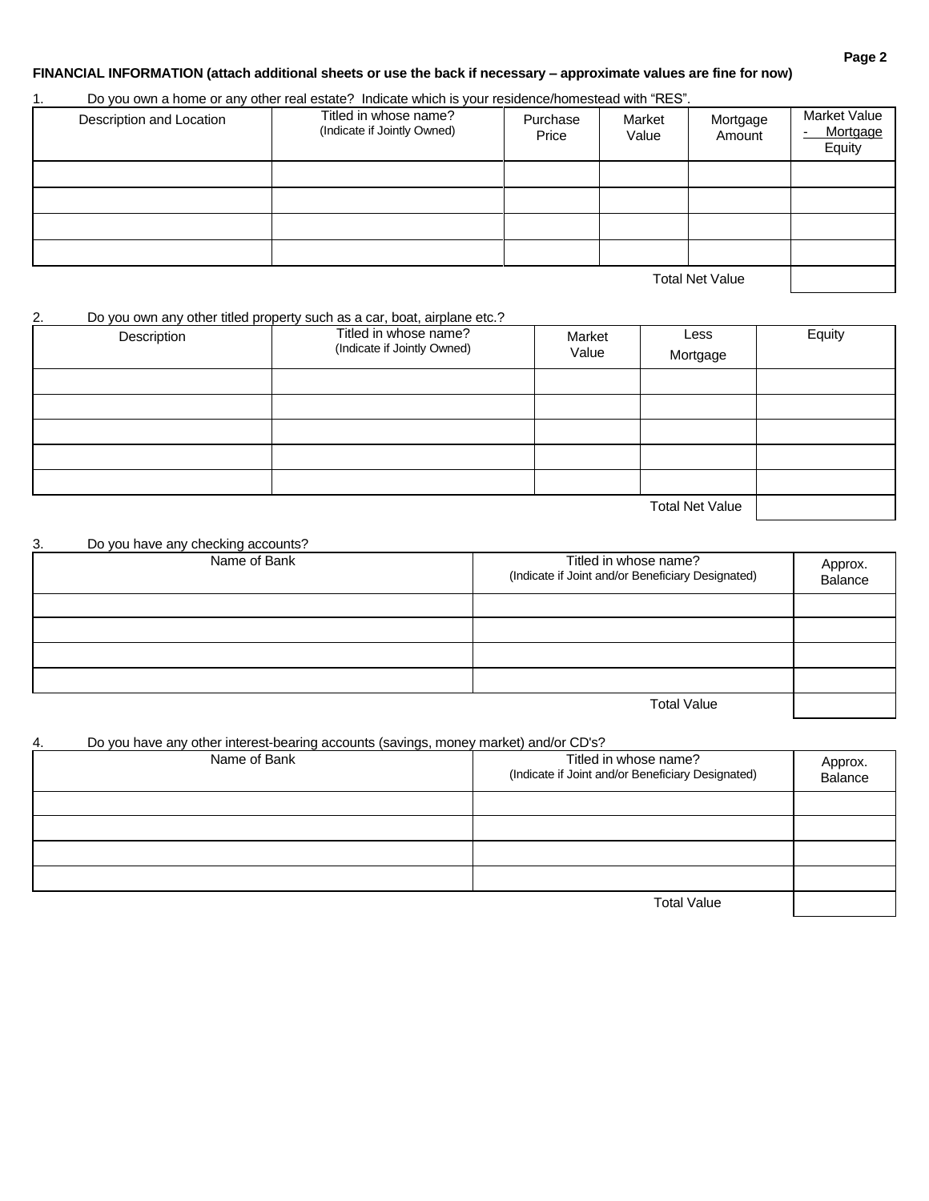**FINANCIAL INFORMATION (attach additional sheets or use the back if necessary – approximate values are fine for now)**

1. Do you own a home or any other real estate? Indicate which is your residence/homestead with "RES".

| Description and Location | Titled in whose name? (Indicate if Jointly Owned) | Purchase Price | Market Value | Mortgage Amount | Market Value - Mortgage Equity |
|---|---|---|---|---|---|
| | | | | | |
| | | | | | |
| | | | | | |
| | | | | | |
| | | | | Total Net Value | |

2. Do you own any other titled property such as a car, boat, airplane etc.?

| Description | Titled in whose name? (Indicate if Jointly Owned) | Market Value | Less Mortgage | Equity |
|---|---|---|---|---|
| | | | | |
| | | | | |
| | | | | |
| | | | | |
| | | | | |
| | | | Total Net Value | |

3. Do you have any checking accounts?

| Name of Bank | Titled in whose name? (Indicate if Joint and/or Beneficiary Designated) | Approx. Balance |
|---|---|---|
| | | |
| | | |
| | | |
| | | |
| | Total Value | |

4. Do you have any other interest-bearing accounts (savings, money market) and/or CD's?

| Name of Bank | Titled in whose name? (Indicate if Joint and/or Beneficiary Designated) | Approx. Balance |
|---|---|---|
| | | |
| | | |
| | | |
| | | |
| | Total Value | |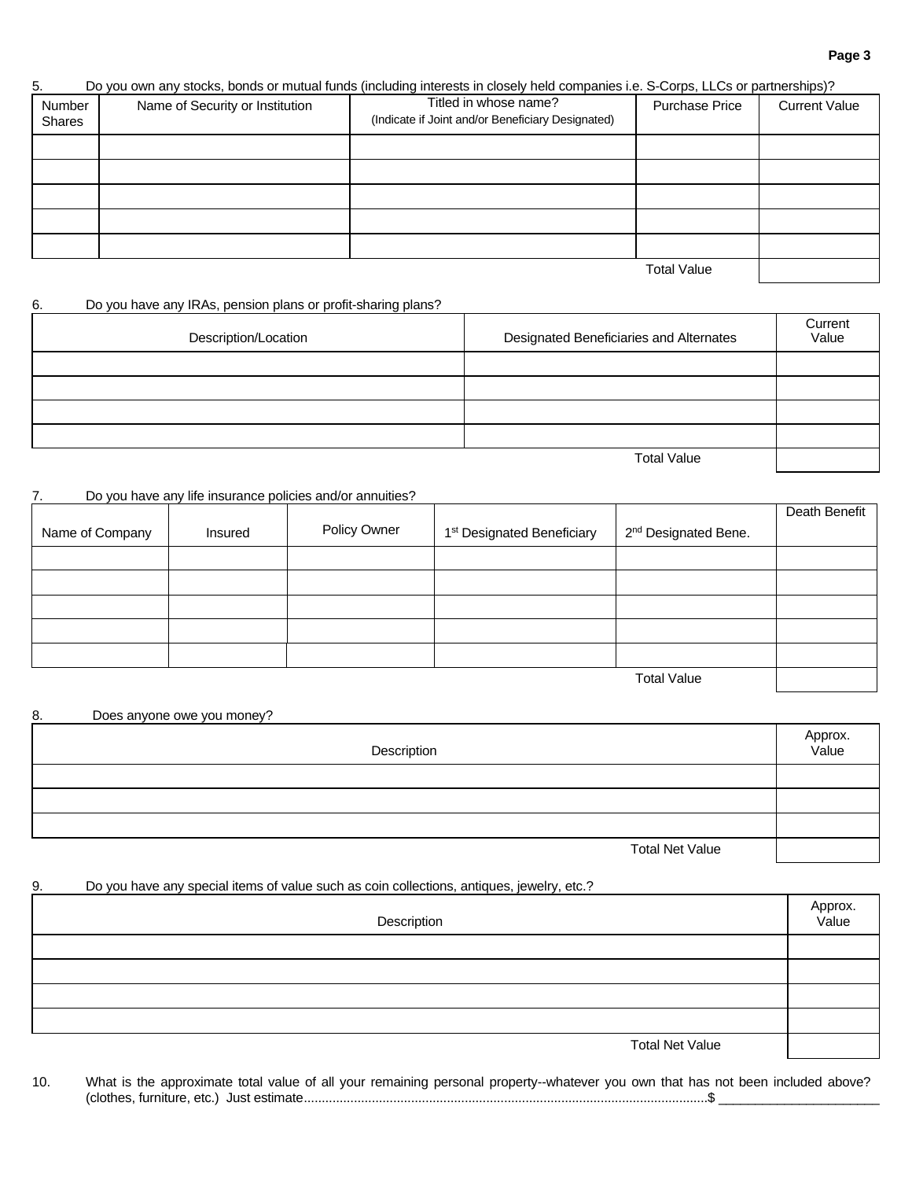5. Do you own any stocks, bonds or mutual funds (including interests in closely held companies i.e. S-Corps, LLCs or partnerships)?

| Number Shares | Name of Security or Institution | Titled in whose name? (Indicate if Joint and/or Beneficiary Designated) | Purchase Price | Current Value |
|---|---|---|---|---|
| | | | | |
| | | | | |
| | | | | |
| | | | | |
| | | | | |
| | | | Total Value | |

6. Do you have any IRAs, pension plans or profit-sharing plans?

| Description/Location | Designated Beneficiaries and Alternates | Current Value |
|---|---|---|
| | | |
| | | |
| | | |
| | | |
| | Total Value | |

7. Do you have any life insurance policies and/or annuities?

| Name of Company | Insured | Policy Owner | 1st Designated Beneficiary | 2nd Designated Bene. | Death Benefit |
|---|---|---|---|---|---|
| | | | | | |
| | | | | | |
| | | | | | |
| | | | | | |
| | | | | | |
| | | | | Total Value | |

8. Does anyone owe you money?

| Description | Approx. Value |
|---|---|
| | |
| | |
| | |
| Total Net Value | |

9. Do you have any special items of value such as coin collections, antiques, jewelry, etc.?

| Description | Approx. Value |
|---|---|
| | |
| | |
| | |
| | |
| Total Net Value | |

10. What is the approximate total value of all your remaining personal property--whatever you own that has not been included above? (clothes, furniture, etc.) Just estimate................................................................................................................$ ______________________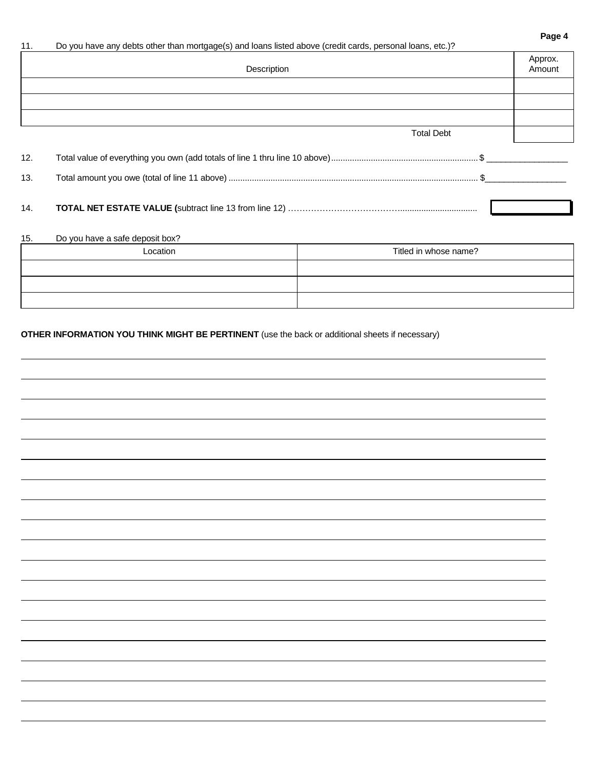11. Do you have any debts other than mortgage(s) and loans listed above (credit cards, personal loans, etc.)?

| Description | Approx. Amount |
|---|---|
| | |
| | |
| | |
| Total Debt | |

12. Total value of everything you own (add totals of line 1 thru line 10 above)............................................................... $ ________________

13. Total amount you owe (total of line 11 above)............................................................................................................ $________________

14. **TOTAL NET ESTATE VALUE (**subtract line 13 from line 12) ……………………………………................................

15. Do you have a safe deposit box?

| Location | Titled in whose name? |
|---|---|
| | |
| | |
| | |

**OTHER INFORMATION YOU THINK MIGHT BE PERTINENT** (use the back or additional sheets if necessary)